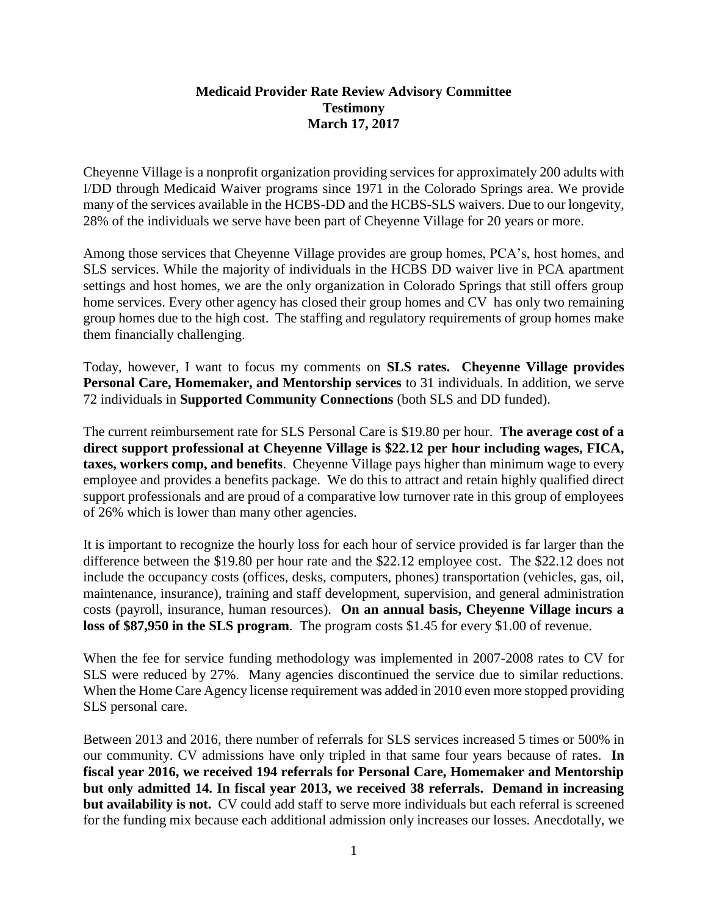**Medicaid Provider Rate Review Advisory Committee**
**Testimony**
**March 17, 2017**

Cheyenne Village is a nonprofit organization providing services for approximately 200 adults with I/DD through Medicaid Waiver programs since 1971 in the Colorado Springs area. We provide many of the services available in the HCBS-DD and the HCBS-SLS waivers. Due to our longevity, 28% of the individuals we serve have been part of Cheyenne Village for 20 years or more.

Among those services that Cheyenne Village provides are group homes, PCA's, host homes, and SLS services. While the majority of individuals in the HCBS DD waiver live in PCA apartment settings and host homes, we are the only organization in Colorado Springs that still offers group home services. Every other agency has closed their group homes and CV has only two remaining group homes due to the high cost. The staffing and regulatory requirements of group homes make them financially challenging.

Today, however, I want to focus my comments on **SLS rates. Cheyenne Village provides Personal Care, Homemaker, and Mentorship services** to 31 individuals. In addition, we serve 72 individuals in **Supported Community Connections** (both SLS and DD funded).

The current reimbursement rate for SLS Personal Care is $19.80 per hour. **The average cost of a direct support professional at Cheyenne Village is $22.12 per hour including wages, FICA, taxes, workers comp, and benefits**. Cheyenne Village pays higher than minimum wage to every employee and provides a benefits package. We do this to attract and retain highly qualified direct support professionals and are proud of a comparative low turnover rate in this group of employees of 26% which is lower than many other agencies.

It is important to recognize the hourly loss for each hour of service provided is far larger than the difference between the $19.80 per hour rate and the $22.12 employee cost. The $22.12 does not include the occupancy costs (offices, desks, computers, phones) transportation (vehicles, gas, oil, maintenance, insurance), training and staff development, supervision, and general administration costs (payroll, insurance, human resources). **On an annual basis, Cheyenne Village incurs a loss of $87,950 in the SLS program**. The program costs $1.45 for every $1.00 of revenue.

When the fee for service funding methodology was implemented in 2007-2008 rates to CV for SLS were reduced by 27%. Many agencies discontinued the service due to similar reductions. When the Home Care Agency license requirement was added in 2010 even more stopped providing SLS personal care.

Between 2013 and 2016, there number of referrals for SLS services increased 5 times or 500% in our community. CV admissions have only tripled in that same four years because of rates. **In fiscal year 2016, we received 194 referrals for Personal Care, Homemaker and Mentorship but only admitted 14. In fiscal year 2013, we received 38 referrals. Demand in increasing but availability is not.** CV could add staff to serve more individuals but each referral is screened for the funding mix because each additional admission only increases our losses. Anecdotally, we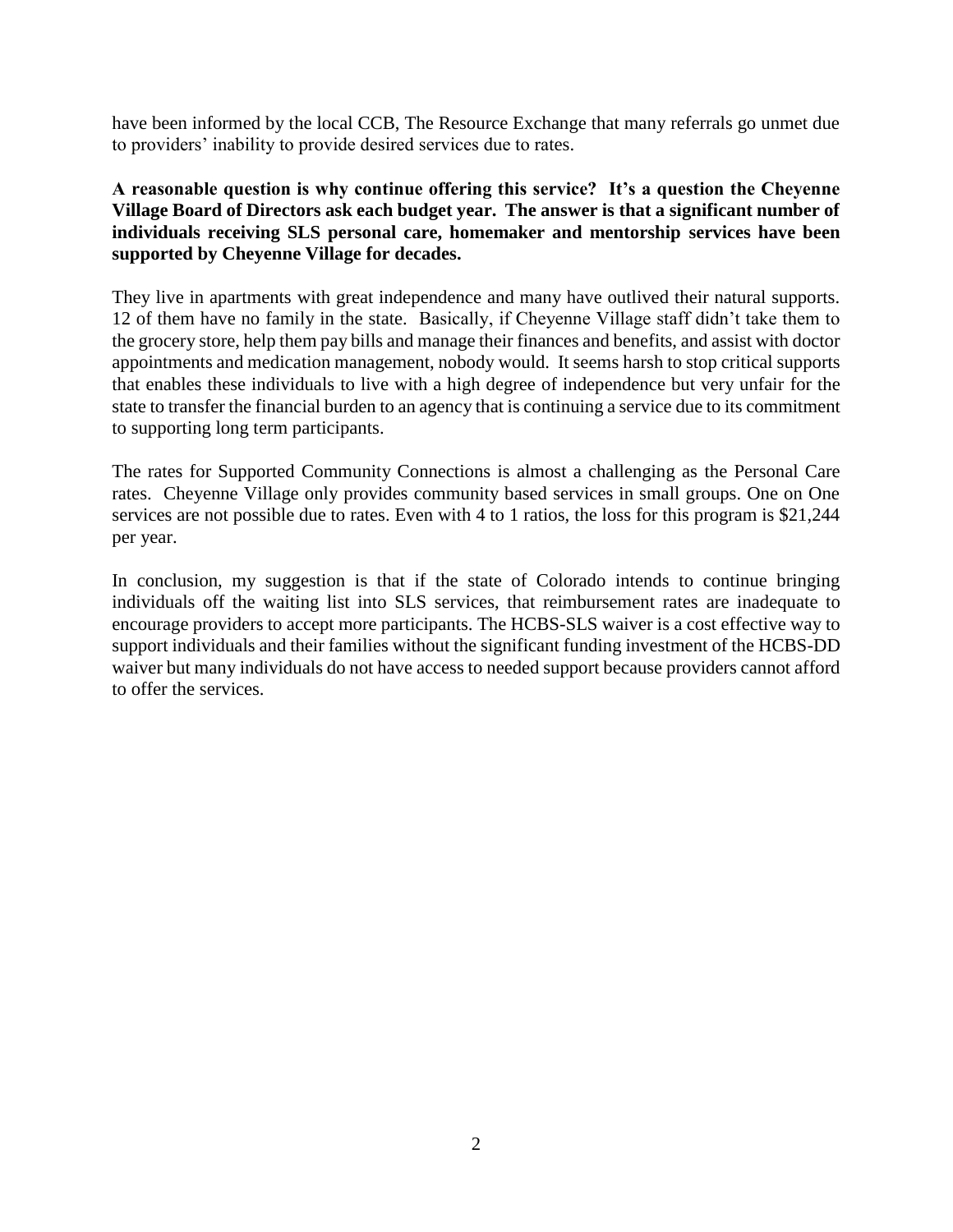have been informed by the local CCB, The Resource Exchange that many referrals go unmet due to providers' inability to provide desired services due to rates.

**A reasonable question is why continue offering this service? It's a question the Cheyenne Village Board of Directors ask each budget year. The answer is that a significant number of individuals receiving SLS personal care, homemaker and mentorship services have been supported by Cheyenne Village for decades.**

They live in apartments with great independence and many have outlived their natural supports. 12 of them have no family in the state. Basically, if Cheyenne Village staff didn't take them to the grocery store, help them pay bills and manage their finances and benefits, and assist with doctor appointments and medication management, nobody would. It seems harsh to stop critical supports that enables these individuals to live with a high degree of independence but very unfair for the state to transfer the financial burden to an agency that is continuing a service due to its commitment to supporting long term participants.

The rates for Supported Community Connections is almost a challenging as the Personal Care rates. Cheyenne Village only provides community based services in small groups. One on One services are not possible due to rates. Even with 4 to 1 ratios, the loss for this program is $21,244 per year.

In conclusion, my suggestion is that if the state of Colorado intends to continue bringing individuals off the waiting list into SLS services, that reimbursement rates are inadequate to encourage providers to accept more participants. The HCBS-SLS waiver is a cost effective way to support individuals and their families without the significant funding investment of the HCBS-DD waiver but many individuals do not have access to needed support because providers cannot afford to offer the services.